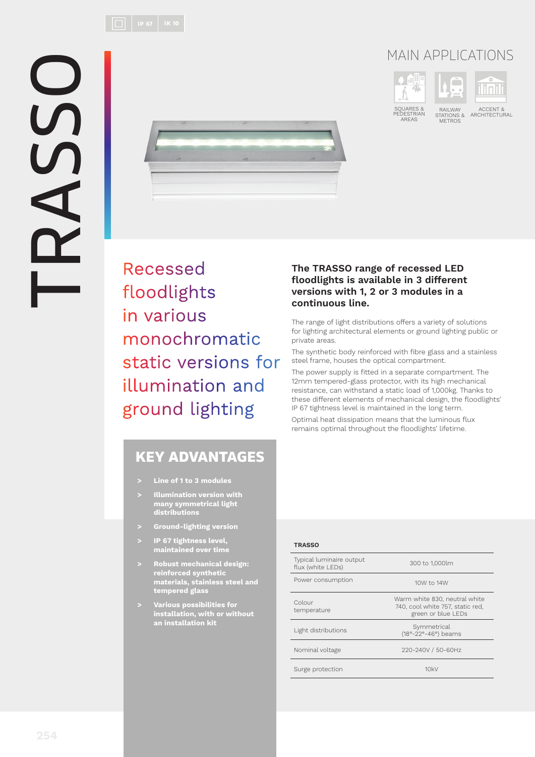# TRASSO

IP 67 | IK 10

## MAIN APPLICATIONS

SQUARES & PEDESTRIAN AREAS

RAILWAY STATIONS & METROS

ACCENT & ARCHITECTURAL

## Recessed floodlights in various monochromatic static versions for illumination and ground lighting

**The TRASSO range of recessed LED floodlights is available in 3 different versions with 1, 2 or 3 modules in a continuous line.**

The range of light distributions offers a variety of solutions for lighting architectural elements or ground lighting public or private areas.

The synthetic body reinforced with fibre glass and a stainless steel frame, houses the optical compartment.

The power supply is fitted in a separate compartment. The 12mm tempered-glass protector, with its high mechanical resistance, can withstand a static load of 1,000kg. Thanks to these different elements of mechanical design, the floodlights' IP 67 tightness level is maintained in the long term.

Optimal heat dissipation means that the luminous flux remains optimal throughout the floodlights' lifetime.

## KEY ADVANTAGES

- **Line of 1 to 3 modules**
- **Illumination version with many symmetrical light distributions**
- **Ground-lighting version**
- **IP 67 tightness level, maintained over time**
- **Robust mechanical design: reinforced synthetic materials, stainless steel and tempered glass**
- **Various possibilities for installation, with or without an installation kit**

| TRASSO | |
|---|---|
| Typical luminaire output flux (white LEDs) | 300 to 1,000lm |
| Power consumption | 10W to 14W |
| Colour temperature | Warm white 830, neutral white 740, cool white 757, static red, green or blue LEDs |
| Light distributions | Symmetrical (18°-22°-46°) beams |
| Nominal voltage | 220-240V / 50-60Hz |
| Surge protection | 10kV |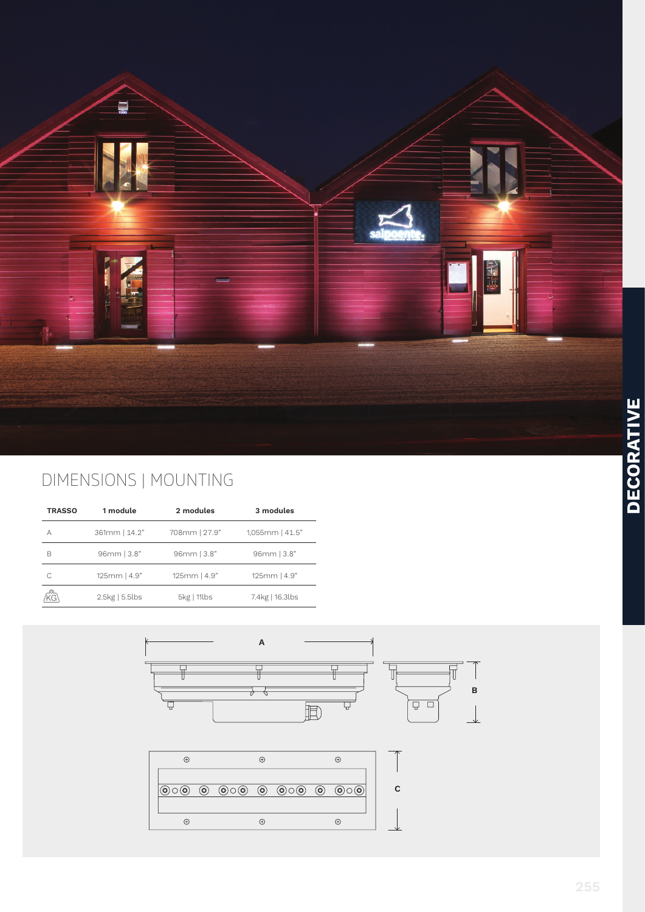## DIMENSIONS | MOUNTING

| TRASSO | 1 module | 2 modules | 3 modules |
|---|---|---|---|
| A | 361mm \| 14.2" | 708mm \| 27.9" | 1,055mm \| 41.5" |
| B | 96mm \| 3.8" | 96mm \| 3.8" | 96mm \| 3.8" |
| C | 125mm \| 4.9" | 125mm \| 4.9" | 125mm \| 4.9" |
| KG | 2.5kg \| 5.5lbs | 5kg \| 11lbs | 7.4kg \| 16.3lbs |

A

B

C